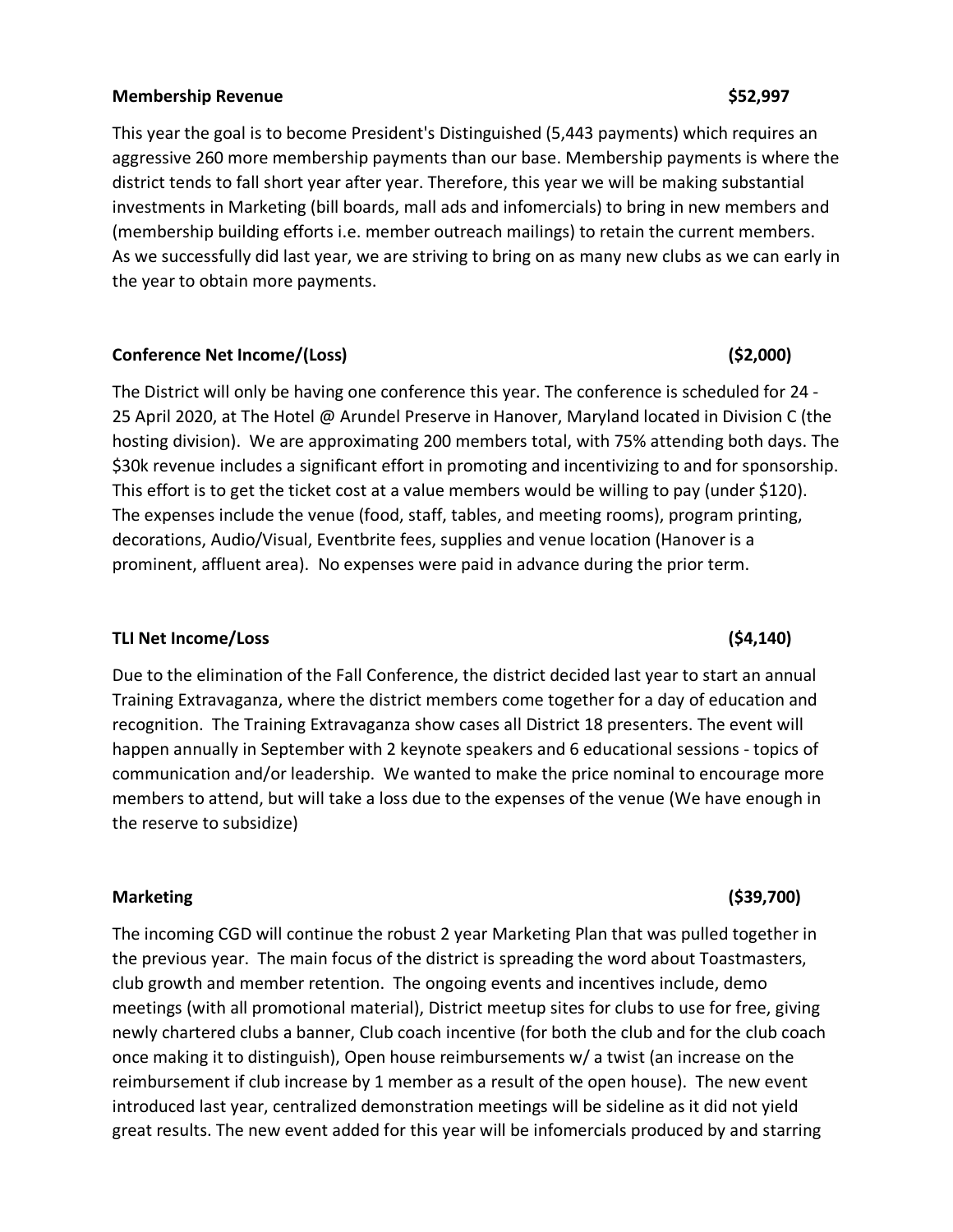**Membership Revenue** **$52,997**

This year the goal is to become President's Distinguished (5,443 payments) which requires an aggressive 260 more membership payments than our base. Membership payments is where the district tends to fall short year after year. Therefore, this year we will be making substantial investments in Marketing (bill boards, mall ads and infomercials) to bring in new members and (membership building efforts i.e. member outreach mailings) to retain the current members. As we successfully did last year, we are striving to bring on as many new clubs as we can early in the year to obtain more payments.

**Conference Net Income/(Loss)** **($2,000)**

The District will only be having one conference this year. The conference is scheduled for 24 - 25 April 2020, at The Hotel @ Arundel Preserve in Hanover, Maryland located in Division C (the hosting division). We are approximating 200 members total, with 75% attending both days. The $30k revenue includes a significant effort in promoting and incentivizing to and for sponsorship. This effort is to get the ticket cost at a value members would be willing to pay (under $120). The expenses include the venue (food, staff, tables, and meeting rooms), program printing, decorations, Audio/Visual, Eventbrite fees, supplies and venue location (Hanover is a prominent, affluent area). No expenses were paid in advance during the prior term.

**TLI Net Income/Loss** **($4,140)**

Due to the elimination of the Fall Conference, the district decided last year to start an annual Training Extravaganza, where the district members come together for a day of education and recognition. The Training Extravaganza show cases all District 18 presenters. The event will happen annually in September with 2 keynote speakers and 6 educational sessions - topics of communication and/or leadership. We wanted to make the price nominal to encourage more members to attend, but will take a loss due to the expenses of the venue (We have enough in the reserve to subsidize)

**Marketing** **($39,700)**

The incoming CGD will continue the robust 2 year Marketing Plan that was pulled together in the previous year. The main focus of the district is spreading the word about Toastmasters, club growth and member retention. The ongoing events and incentives include, demo meetings (with all promotional material), District meetup sites for clubs to use for free, giving newly chartered clubs a banner, Club coach incentive (for both the club and for the club coach once making it to distinguish), Open house reimbursements w/ a twist (an increase on the reimbursement if club increase by 1 member as a result of the open house). The new event introduced last year, centralized demonstration meetings will be sideline as it did not yield great results. The new event added for this year will be infomercials produced by and starring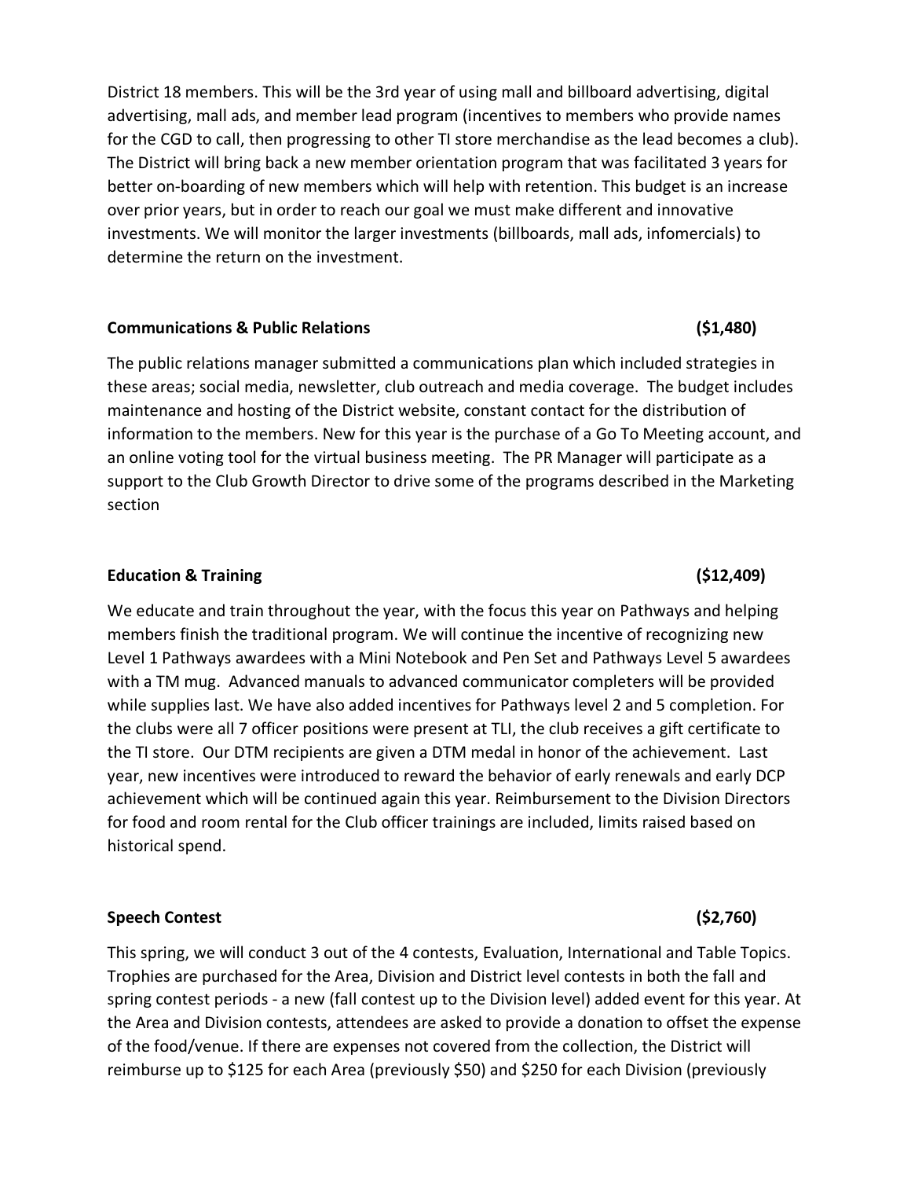District 18 members. This will be the 3rd year of using mall and billboard advertising, digital advertising, mall ads, and member lead program (incentives to members who provide names for the CGD to call, then progressing to other TI store merchandise as the lead becomes a club). The District will bring back a new member orientation program that was facilitated 3 years for better on-boarding of new members which will help with retention. This budget is an increase over prior years, but in order to reach our goal we must make different and innovative investments. We will monitor the larger investments (billboards, mall ads, infomercials) to determine the return on the investment.

**Communications & Public Relations (\$1,480)**

The public relations manager submitted a communications plan which included strategies in these areas; social media, newsletter, club outreach and media coverage. The budget includes maintenance and hosting of the District website, constant contact for the distribution of information to the members. New for this year is the purchase of a Go To Meeting account, and an online voting tool for the virtual business meeting. The PR Manager will participate as a support to the Club Growth Director to drive some of the programs described in the Marketing section

**Education & Training (\$12,409)**

We educate and train throughout the year, with the focus this year on Pathways and helping members finish the traditional program. We will continue the incentive of recognizing new Level 1 Pathways awardees with a Mini Notebook and Pen Set and Pathways Level 5 awardees with a TM mug. Advanced manuals to advanced communicator completers will be provided while supplies last. We have also added incentives for Pathways level 2 and 5 completion. For the clubs were all 7 officer positions were present at TLI, the club receives a gift certificate to the TI store. Our DTM recipients are given a DTM medal in honor of the achievement. Last year, new incentives were introduced to reward the behavior of early renewals and early DCP achievement which will be continued again this year. Reimbursement to the Division Directors for food and room rental for the Club officer trainings are included, limits raised based on historical spend.

**Speech Contest (\$2,760)**

This spring, we will conduct 3 out of the 4 contests, Evaluation, International and Table Topics. Trophies are purchased for the Area, Division and District level contests in both the fall and spring contest periods - a new (fall contest up to the Division level) added event for this year. At the Area and Division contests, attendees are asked to provide a donation to offset the expense of the food/venue. If there are expenses not covered from the collection, the District will reimburse up to \$125 for each Area (previously \$50) and \$250 for each Division (previously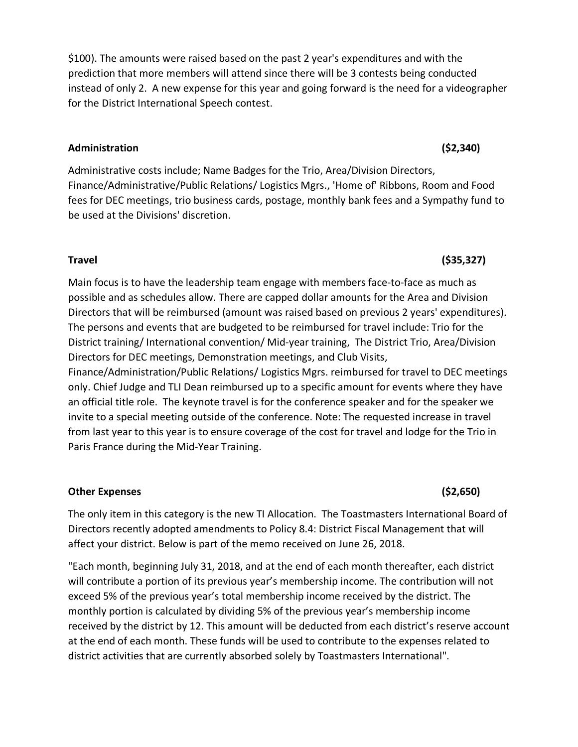$100). The amounts were raised based on the past 2 year's expenditures and with the prediction that more members will attend since there will be 3 contests being conducted instead of only 2. A new expense for this year and going forward is the need for a videographer for the District International Speech contest.

**Administration** **($2,340)**

Administrative costs include; Name Badges for the Trio, Area/Division Directors, Finance/Administrative/Public Relations/ Logistics Mgrs., 'Home of' Ribbons, Room and Food fees for DEC meetings, trio business cards, postage, monthly bank fees and a Sympathy fund to be used at the Divisions' discretion.

**Travel** **($35,327)**

Main focus is to have the leadership team engage with members face-to-face as much as possible and as schedules allow. There are capped dollar amounts for the Area and Division Directors that will be reimbursed (amount was raised based on previous 2 years' expenditures). The persons and events that are budgeted to be reimbursed for travel include: Trio for the District training/ International convention/ Mid-year training, The District Trio, Area/Division Directors for DEC meetings, Demonstration meetings, and Club Visits, Finance/Administration/Public Relations/ Logistics Mgrs. reimbursed for travel to DEC meetings only. Chief Judge and TLI Dean reimbursed up to a specific amount for events where they have an official title role. The keynote travel is for the conference speaker and for the speaker we invite to a special meeting outside of the conference. Note: The requested increase in travel from last year to this year is to ensure coverage of the cost for travel and lodge for the Trio in Paris France during the Mid-Year Training.

**Other Expenses** **($2,650)**

The only item in this category is the new TI Allocation. The Toastmasters International Board of Directors recently adopted amendments to Policy 8.4: District Fiscal Management that will affect your district. Below is part of the memo received on June 26, 2018.

"Each month, beginning July 31, 2018, and at the end of each month thereafter, each district will contribute a portion of its previous year's membership income. The contribution will not exceed 5% of the previous year's total membership income received by the district. The monthly portion is calculated by dividing 5% of the previous year's membership income received by the district by 12. This amount will be deducted from each district's reserve account at the end of each month. These funds will be used to contribute to the expenses related to district activities that are currently absorbed solely by Toastmasters International".